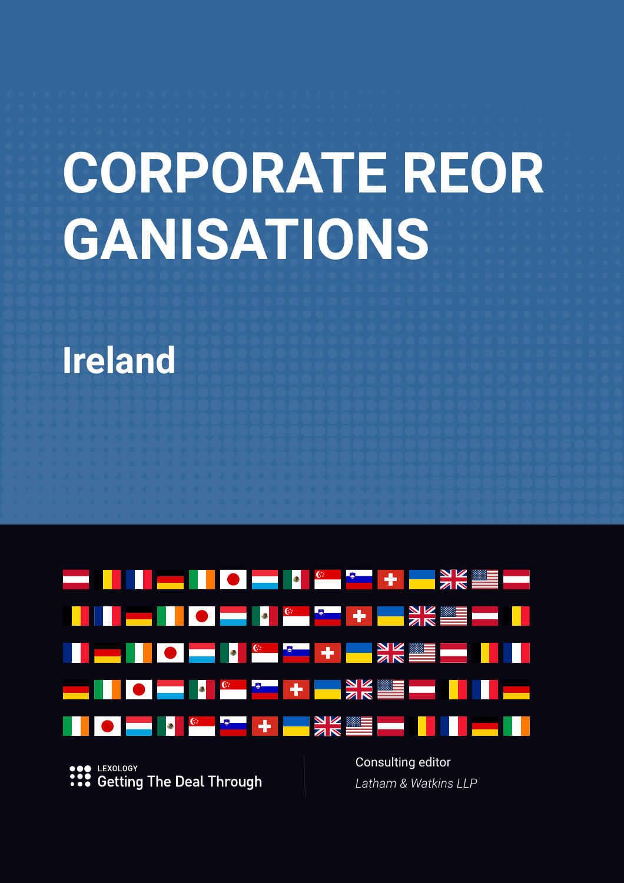# CORPORATE REORGANISATIONS

## Ireland

LEXOLOGY
Getting The Deal Through

Consulting editor
*Latham & Watkins LLP*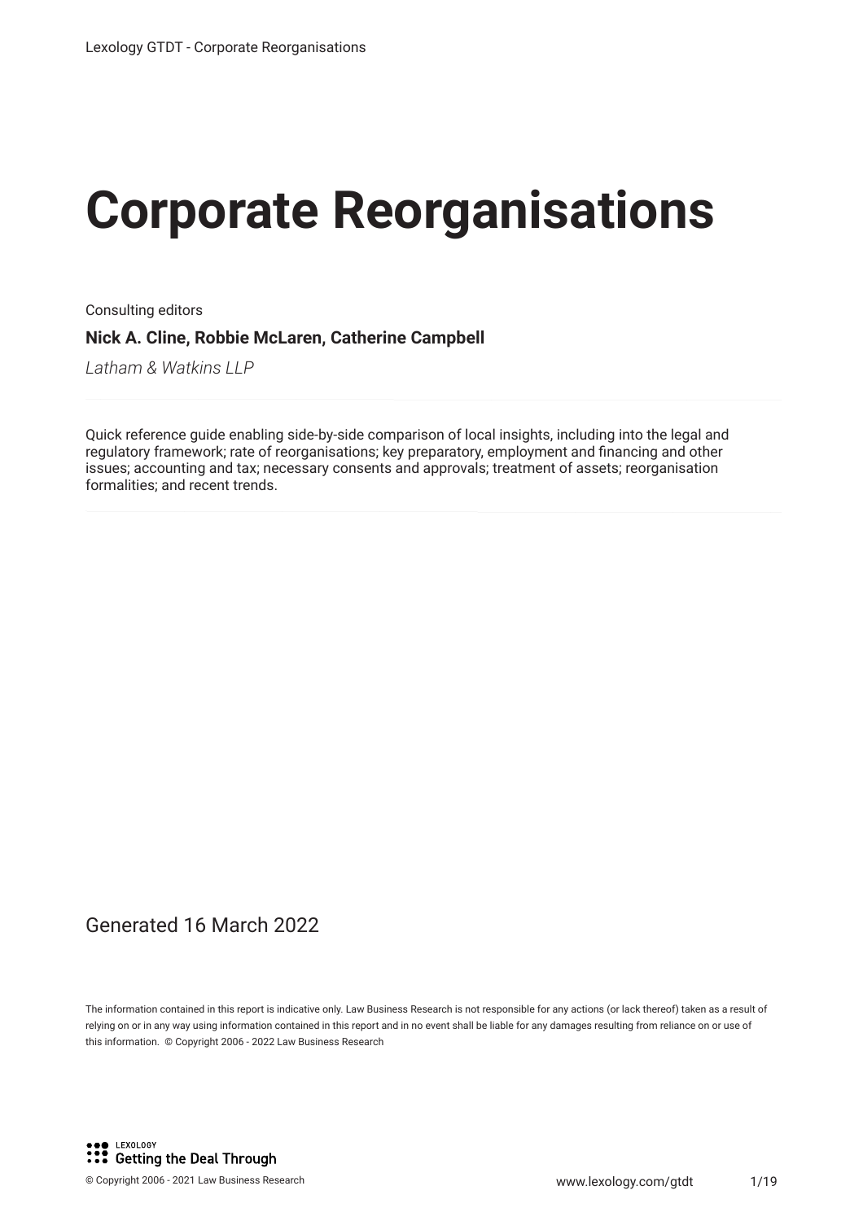# Corporate Reorganisations

Consulting editors

**Nick A. Cline, Robbie McLaren, Catherine Campbell**

*Latham & Watkins LLP*

Quick reference guide enabling side-by-side comparison of local insights, including into the legal and regulatory framework; rate of reorganisations; key preparatory, employment and financing and other issues; accounting and tax; necessary consents and approvals; treatment of assets; reorganisation formalities; and recent trends.

Generated 16 March 2022

The information contained in this report is indicative only. Law Business Research is not responsible for any actions (or lack thereof) taken as a result of relying on or in any way using information contained in this report and in no event shall be liable for any damages resulting from reliance on or use of this information. © Copyright 2006 - 2022 Law Business Research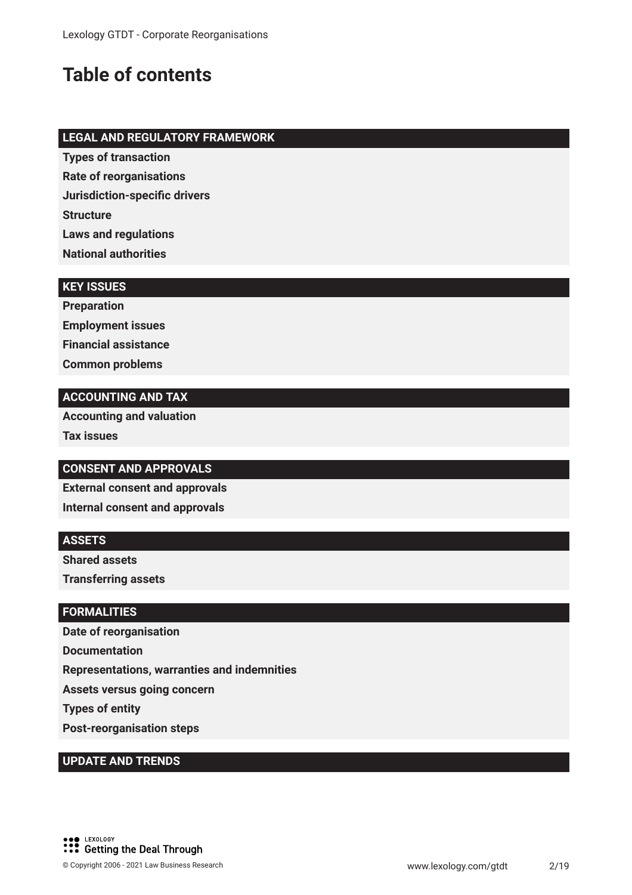# Table of contents

## LEGAL AND REGULATORY FRAMEWORK

**Types of transaction**

**Rate of reorganisations**

**Jurisdiction-specific drivers**

**Structure**

**Laws and regulations**

**National authorities**

## KEY ISSUES

**Preparation**

**Employment issues**

**Financial assistance**

**Common problems**

## ACCOUNTING AND TAX

**Accounting and valuation**

**Tax issues**

## CONSENT AND APPROVALS

**External consent and approvals**

**Internal consent and approvals**

## ASSETS

**Shared assets**

**Transferring assets**

## FORMALITIES

**Date of reorganisation**

**Documentation**

**Representations, warranties and indemnities**

**Assets versus going concern**

**Types of entity**

**Post-reorganisation steps**

## UPDATE AND TRENDS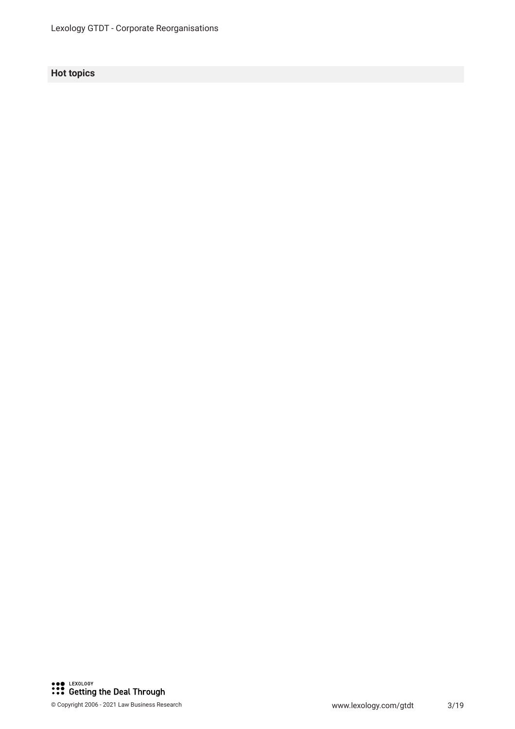## Hot topics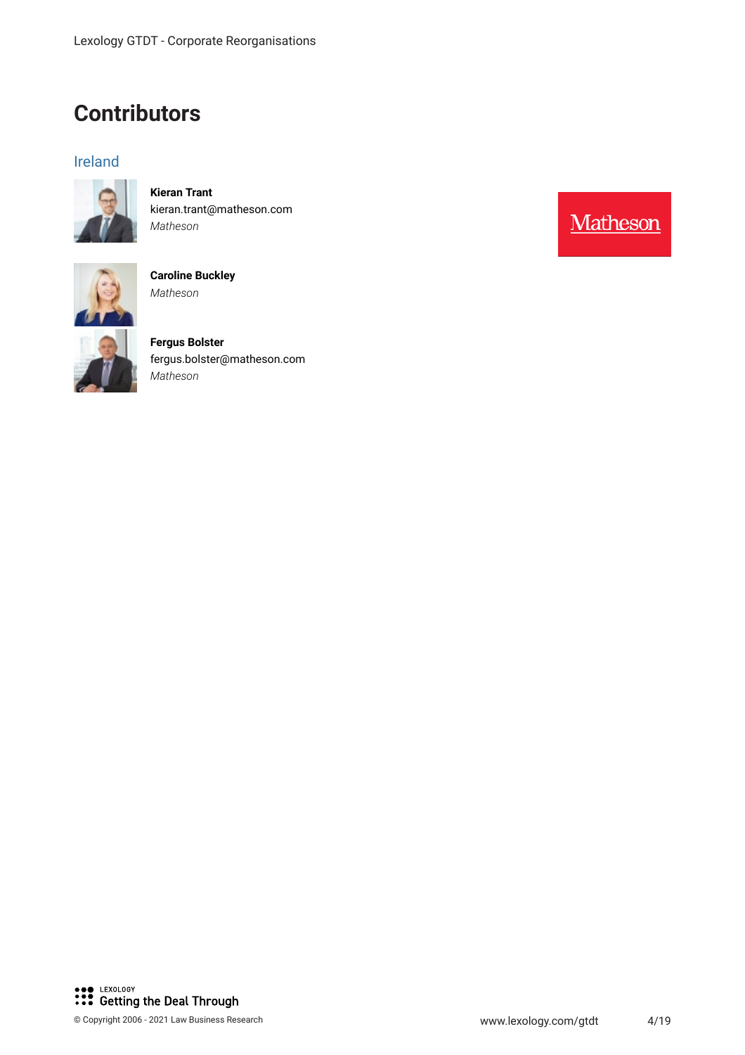# Contributors

## Ireland

**Kieran Trant**
kieran.trant@matheson.com
*Matheson*

**Caroline Buckley**
*Matheson*

**Fergus Bolster**
fergus.bolster@matheson.com
*Matheson*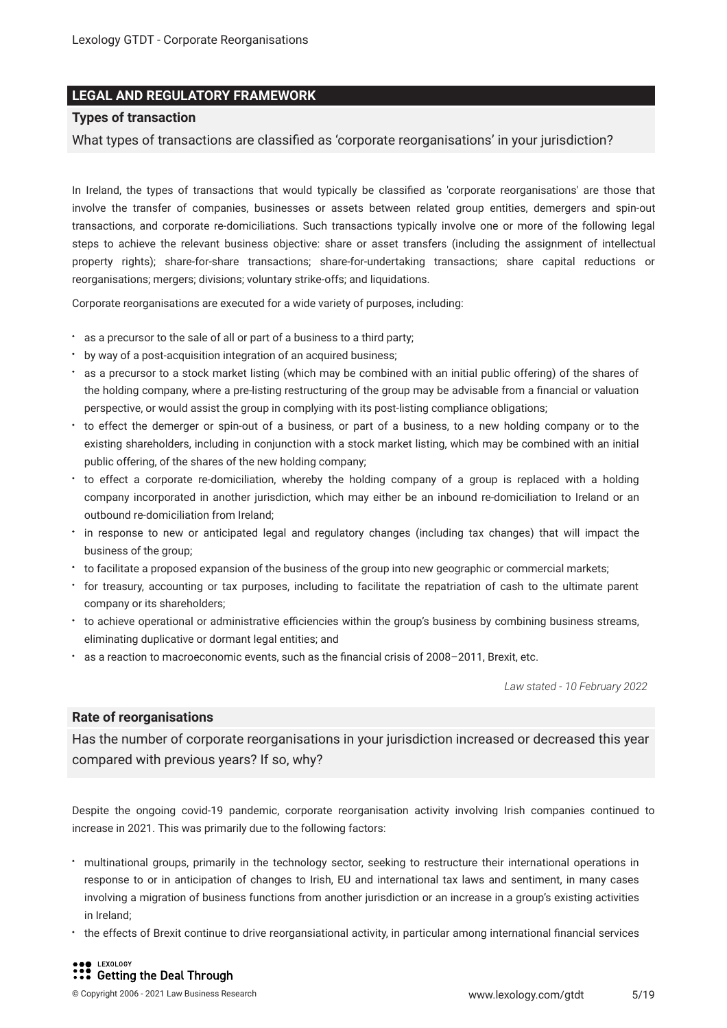## LEGAL AND REGULATORY FRAMEWORK

### Types of transaction

What types of transactions are classified as 'corporate reorganisations' in your jurisdiction?

In Ireland, the types of transactions that would typically be classified as 'corporate reorganisations' are those that involve the transfer of companies, businesses or assets between related group entities, demergers and spin-out transactions, and corporate re-domiciliations. Such transactions typically involve one or more of the following legal steps to achieve the relevant business objective: share or asset transfers (including the assignment of intellectual property rights); share-for-share transactions; share-for-undertaking transactions; share capital reductions or reorganisations; mergers; divisions; voluntary strike-offs; and liquidations.

Corporate reorganisations are executed for a wide variety of purposes, including:

- as a precursor to the sale of all or part of a business to a third party;
- by way of a post-acquisition integration of an acquired business;
- as a precursor to a stock market listing (which may be combined with an initial public offering) of the shares of the holding company, where a pre-listing restructuring of the group may be advisable from a financial or valuation perspective, or would assist the group in complying with its post-listing compliance obligations;
- to effect the demerger or spin-out of a business, or part of a business, to a new holding company or to the existing shareholders, including in conjunction with a stock market listing, which may be combined with an initial public offering, of the shares of the new holding company;
- to effect a corporate re-domiciliation, whereby the holding company of a group is replaced with a holding company incorporated in another jurisdiction, which may either be an inbound re-domiciliation to Ireland or an outbound re-domiciliation from Ireland;
- in response to new or anticipated legal and regulatory changes (including tax changes) that will impact the business of the group;
- to facilitate a proposed expansion of the business of the group into new geographic or commercial markets;
- for treasury, accounting or tax purposes, including to facilitate the repatriation of cash to the ultimate parent company or its shareholders;
- to achieve operational or administrative efficiencies within the group's business by combining business streams, eliminating duplicative or dormant legal entities; and
- as a reaction to macroeconomic events, such as the financial crisis of 2008–2011, Brexit, etc.

*Law stated - 10 February 2022*

### Rate of reorganisations

Has the number of corporate reorganisations in your jurisdiction increased or decreased this year compared with previous years? If so, why?

Despite the ongoing covid-19 pandemic, corporate reorganisation activity involving Irish companies continued to increase in 2021. This was primarily due to the following factors:

- multinational groups, primarily in the technology sector, seeking to restructure their international operations in response to or in anticipation of changes to Irish, EU and international tax laws and sentiment, in many cases involving a migration of business functions from another jurisdiction or an increase in a group's existing activities in Ireland;
- the effects of Brexit continue to drive reorgansiational activity, in particular among international financial services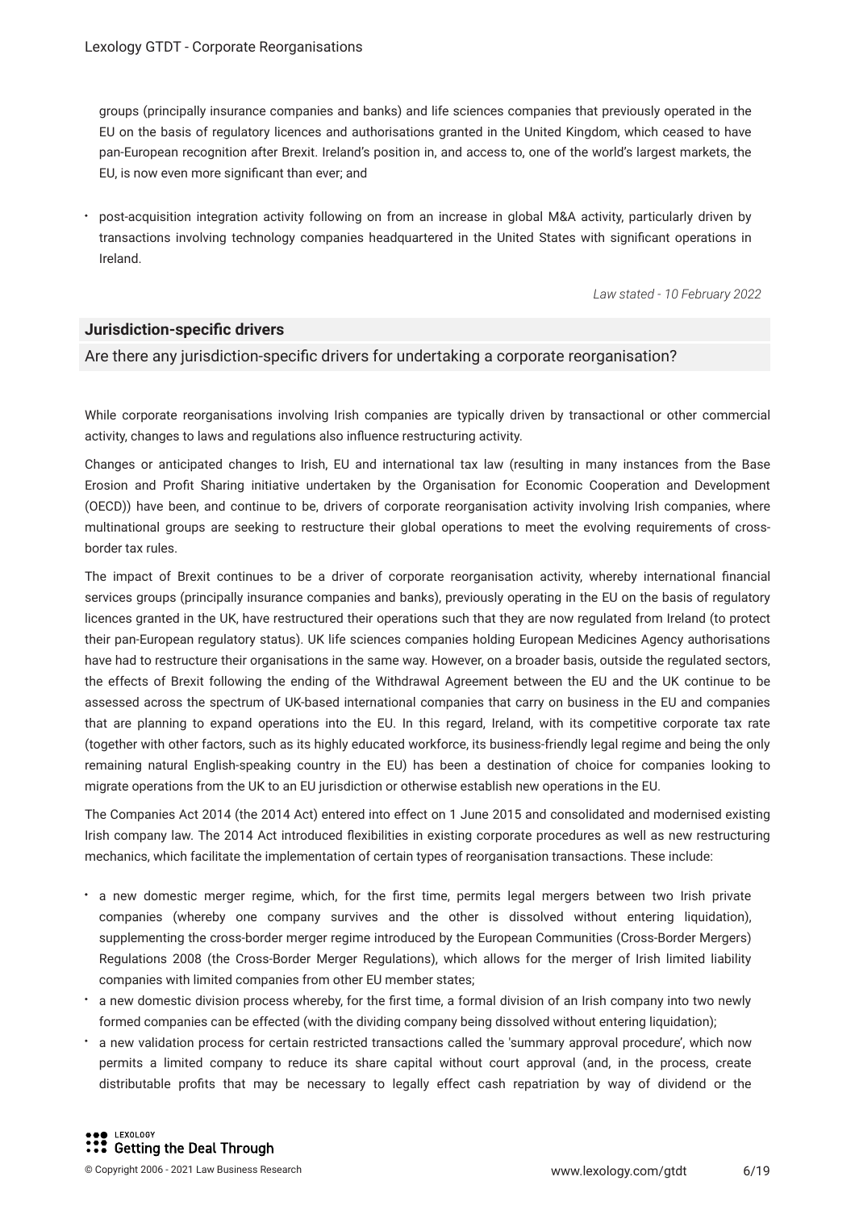groups (principally insurance companies and banks) and life sciences companies that previously operated in the EU on the basis of regulatory licences and authorisations granted in the United Kingdom, which ceased to have pan-European recognition after Brexit. Ireland's position in, and access to, one of the world's largest markets, the EU, is now even more significant than ever; and

- post-acquisition integration activity following on from an increase in global M&A activity, particularly driven by transactions involving technology companies headquartered in the United States with significant operations in Ireland.

*Law stated - 10 February 2022*

### Jurisdiction-specific drivers

Are there any jurisdiction-specific drivers for undertaking a corporate reorganisation?

While corporate reorganisations involving Irish companies are typically driven by transactional or other commercial activity, changes to laws and regulations also influence restructuring activity.

Changes or anticipated changes to Irish, EU and international tax law (resulting in many instances from the Base Erosion and Profit Sharing initiative undertaken by the Organisation for Economic Cooperation and Development (OECD)) have been, and continue to be, drivers of corporate reorganisation activity involving Irish companies, where multinational groups are seeking to restructure their global operations to meet the evolving requirements of cross-border tax rules.

The impact of Brexit continues to be a driver of corporate reorganisation activity, whereby international financial services groups (principally insurance companies and banks), previously operating in the EU on the basis of regulatory licences granted in the UK, have restructured their operations such that they are now regulated from Ireland (to protect their pan-European regulatory status). UK life sciences companies holding European Medicines Agency authorisations have had to restructure their organisations in the same way. However, on a broader basis, outside the regulated sectors, the effects of Brexit following the ending of the Withdrawal Agreement between the EU and the UK continue to be assessed across the spectrum of UK-based international companies that carry on business in the EU and companies that are planning to expand operations into the EU. In this regard, Ireland, with its competitive corporate tax rate (together with other factors, such as its highly educated workforce, its business-friendly legal regime and being the only remaining natural English-speaking country in the EU) has been a destination of choice for companies looking to migrate operations from the UK to an EU jurisdiction or otherwise establish new operations in the EU.

The Companies Act 2014 (the 2014 Act) entered into effect on 1 June 2015 and consolidated and modernised existing Irish company law. The 2014 Act introduced flexibilities in existing corporate procedures as well as new restructuring mechanics, which facilitate the implementation of certain types of reorganisation transactions. These include:

- a new domestic merger regime, which, for the first time, permits legal mergers between two Irish private companies (whereby one company survives and the other is dissolved without entering liquidation), supplementing the cross-border merger regime introduced by the European Communities (Cross-Border Mergers) Regulations 2008 (the Cross-Border Merger Regulations), which allows for the merger of Irish limited liability companies with limited companies from other EU member states;
- a new domestic division process whereby, for the first time, a formal division of an Irish company into two newly formed companies can be effected (with the dividing company being dissolved without entering liquidation);
- a new validation process for certain restricted transactions called the 'summary approval procedure', which now permits a limited company to reduce its share capital without court approval (and, in the process, create distributable profits that may be necessary to legally effect cash repatriation by way of dividend or the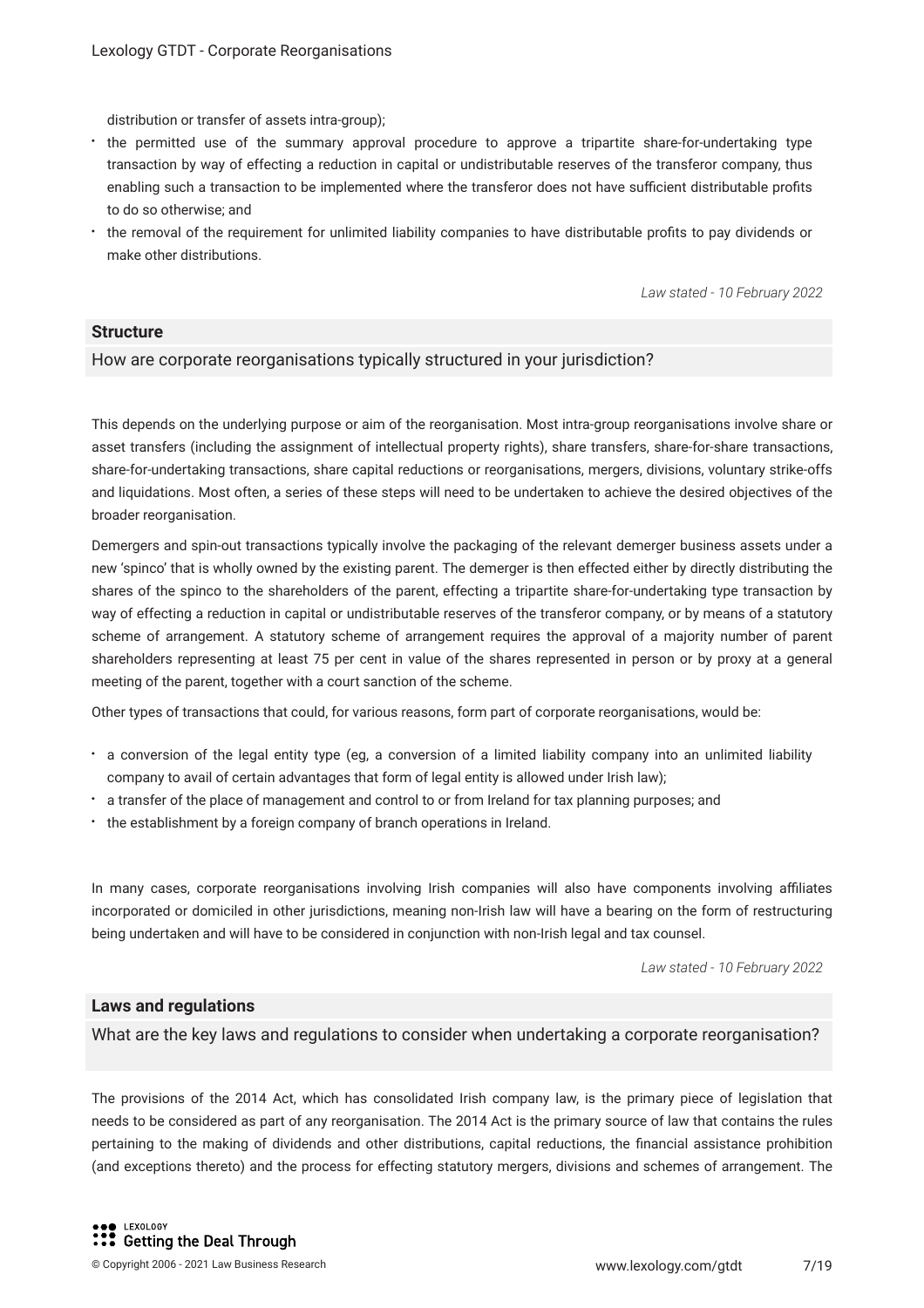distribution or transfer of assets intra-group);

- the permitted use of the summary approval procedure to approve a tripartite share-for-undertaking type transaction by way of effecting a reduction in capital or undistributable reserves of the transferor company, thus enabling such a transaction to be implemented where the transferor does not have sufficient distributable profits to do so otherwise; and
- the removal of the requirement for unlimited liability companies to have distributable profits to pay dividends or make other distributions.

*Law stated - 10 February 2022*

**Structure**

How are corporate reorganisations typically structured in your jurisdiction?

This depends on the underlying purpose or aim of the reorganisation. Most intra-group reorganisations involve share or asset transfers (including the assignment of intellectual property rights), share transfers, share-for-share transactions, share-for-undertaking transactions, share capital reductions or reorganisations, mergers, divisions, voluntary strike-offs and liquidations. Most often, a series of these steps will need to be undertaken to achieve the desired objectives of the broader reorganisation.

Demergers and spin-out transactions typically involve the packaging of the relevant demerger business assets under a new 'spinco' that is wholly owned by the existing parent. The demerger is then effected either by directly distributing the shares of the spinco to the shareholders of the parent, effecting a tripartite share-for-undertaking type transaction by way of effecting a reduction in capital or undistributable reserves of the transferor company, or by means of a statutory scheme of arrangement. A statutory scheme of arrangement requires the approval of a majority number of parent shareholders representing at least 75 per cent in value of the shares represented in person or by proxy at a general meeting of the parent, together with a court sanction of the scheme.

Other types of transactions that could, for various reasons, form part of corporate reorganisations, would be:

- a conversion of the legal entity type (eg, a conversion of a limited liability company into an unlimited liability company to avail of certain advantages that form of legal entity is allowed under Irish law);
- a transfer of the place of management and control to or from Ireland for tax planning purposes; and
- the establishment by a foreign company of branch operations in Ireland.

In many cases, corporate reorganisations involving Irish companies will also have components involving affiliates incorporated or domiciled in other jurisdictions, meaning non-Irish law will have a bearing on the form of restructuring being undertaken and will have to be considered in conjunction with non-Irish legal and tax counsel.

*Law stated - 10 February 2022*

**Laws and regulations**

What are the key laws and regulations to consider when undertaking a corporate reorganisation?

The provisions of the 2014 Act, which has consolidated Irish company law, is the primary piece of legislation that needs to be considered as part of any reorganisation. The 2014 Act is the primary source of law that contains the rules pertaining to the making of dividends and other distributions, capital reductions, the financial assistance prohibition (and exceptions thereto) and the process for effecting statutory mergers, divisions and schemes of arrangement. The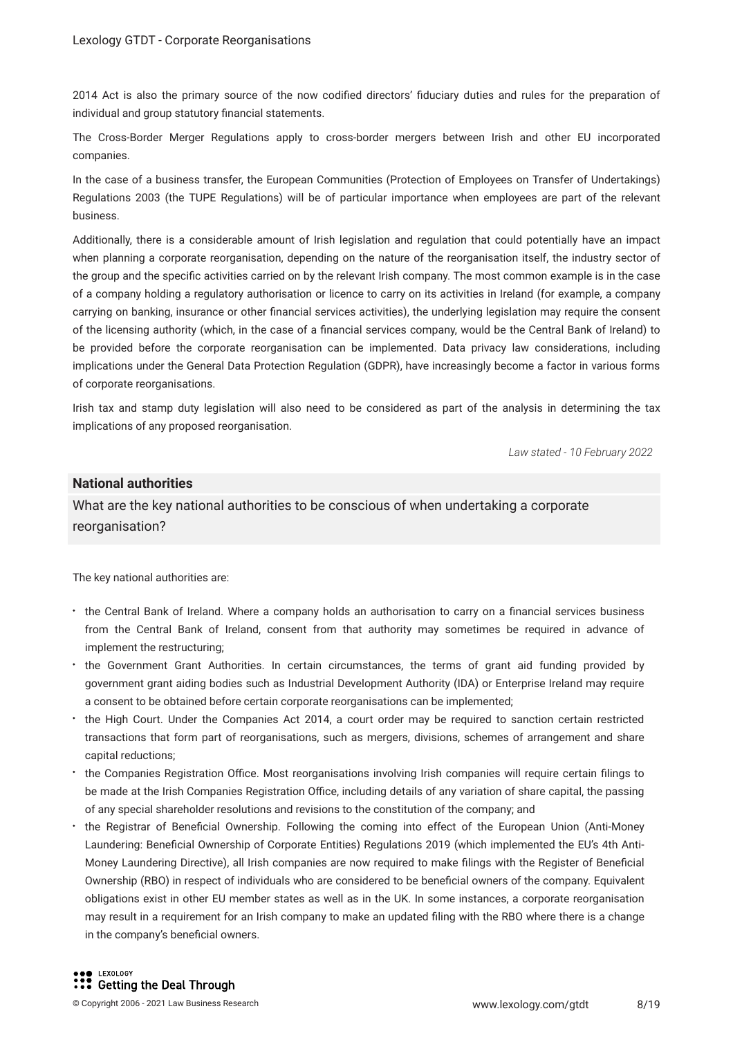2014 Act is also the primary source of the now codified directors' fiduciary duties and rules for the preparation of individual and group statutory financial statements.

The Cross-Border Merger Regulations apply to cross-border mergers between Irish and other EU incorporated companies.

In the case of a business transfer, the European Communities (Protection of Employees on Transfer of Undertakings) Regulations 2003 (the TUPE Regulations) will be of particular importance when employees are part of the relevant business.

Additionally, there is a considerable amount of Irish legislation and regulation that could potentially have an impact when planning a corporate reorganisation, depending on the nature of the reorganisation itself, the industry sector of the group and the specific activities carried on by the relevant Irish company. The most common example is in the case of a company holding a regulatory authorisation or licence to carry on its activities in Ireland (for example, a company carrying on banking, insurance or other financial services activities), the underlying legislation may require the consent of the licensing authority (which, in the case of a financial services company, would be the Central Bank of Ireland) to be provided before the corporate reorganisation can be implemented. Data privacy law considerations, including implications under the General Data Protection Regulation (GDPR), have increasingly become a factor in various forms of corporate reorganisations.

Irish tax and stamp duty legislation will also need to be considered as part of the analysis in determining the tax implications of any proposed reorganisation.

*Law stated - 10 February 2022*

### National authorities

What are the key national authorities to be conscious of when undertaking a corporate reorganisation?

The key national authorities are:

- the Central Bank of Ireland. Where a company holds an authorisation to carry on a financial services business from the Central Bank of Ireland, consent from that authority may sometimes be required in advance of implement the restructuring;
- the Government Grant Authorities. In certain circumstances, the terms of grant aid funding provided by government grant aiding bodies such as Industrial Development Authority (IDA) or Enterprise Ireland may require a consent to be obtained before certain corporate reorganisations can be implemented;
- the High Court. Under the Companies Act 2014, a court order may be required to sanction certain restricted transactions that form part of reorganisations, such as mergers, divisions, schemes of arrangement and share capital reductions;
- the Companies Registration Office. Most reorganisations involving Irish companies will require certain filings to be made at the Irish Companies Registration Office, including details of any variation of share capital, the passing of any special shareholder resolutions and revisions to the constitution of the company; and
- the Registrar of Beneficial Ownership. Following the coming into effect of the European Union (Anti-Money Laundering: Beneficial Ownership of Corporate Entities) Regulations 2019 (which implemented the EU's 4th Anti-Money Laundering Directive), all Irish companies are now required to make filings with the Register of Beneficial Ownership (RBO) in respect of individuals who are considered to be beneficial owners of the company. Equivalent obligations exist in other EU member states as well as in the UK. In some instances, a corporate reorganisation may result in a requirement for an Irish company to make an updated filing with the RBO where there is a change in the company's beneficial owners.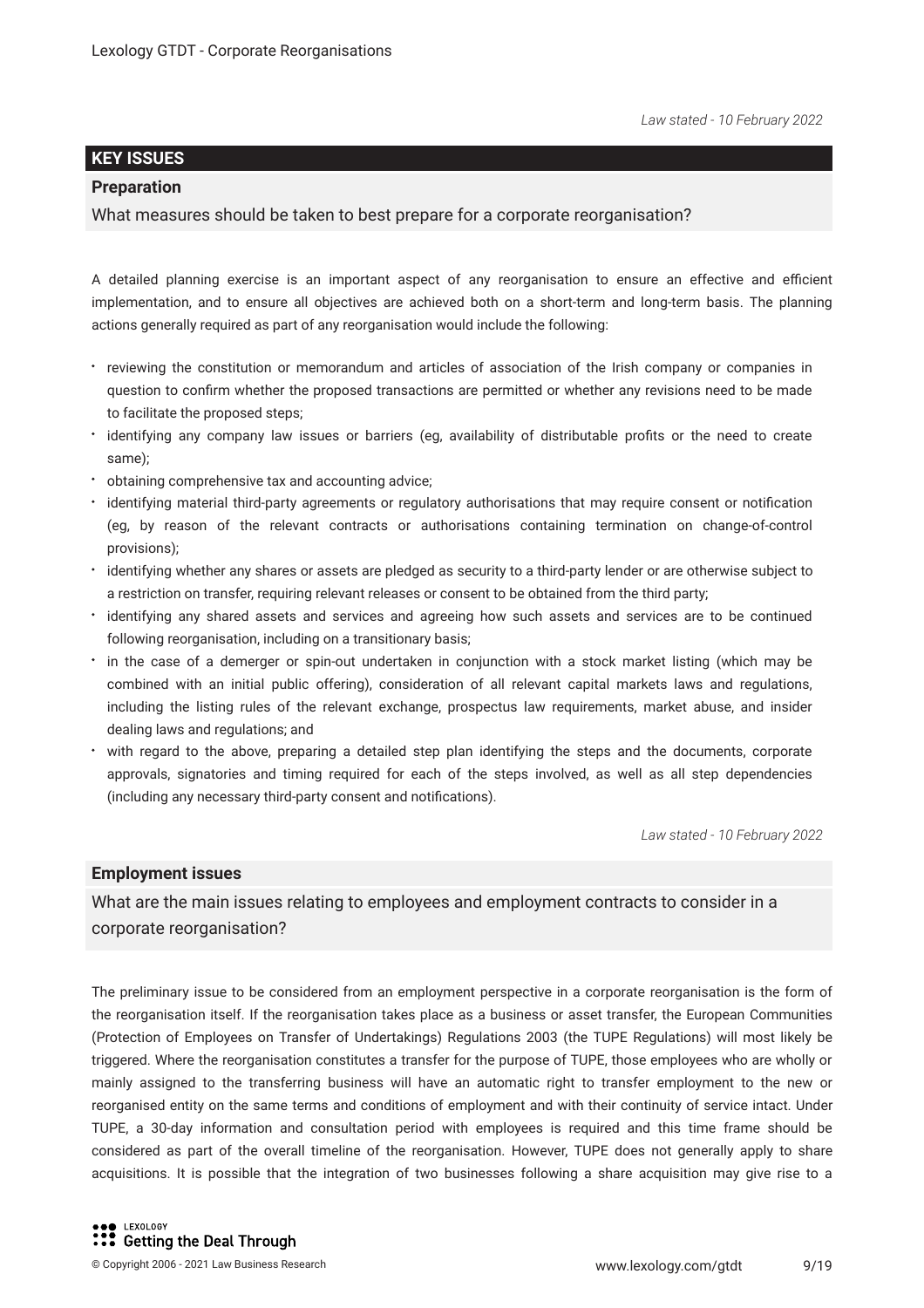*Law stated - 10 February 2022*

## KEY ISSUES

### Preparation

What measures should be taken to best prepare for a corporate reorganisation?

A detailed planning exercise is an important aspect of any reorganisation to ensure an effective and efficient implementation, and to ensure all objectives are achieved both on a short-term and long-term basis. The planning actions generally required as part of any reorganisation would include the following:

- reviewing the constitution or memorandum and articles of association of the Irish company or companies in question to confirm whether the proposed transactions are permitted or whether any revisions need to be made to facilitate the proposed steps;
- identifying any company law issues or barriers (eg, availability of distributable profits or the need to create same);
- obtaining comprehensive tax and accounting advice;
- identifying material third-party agreements or regulatory authorisations that may require consent or notification (eg, by reason of the relevant contracts or authorisations containing termination on change-of-control provisions);
- identifying whether any shares or assets are pledged as security to a third-party lender or are otherwise subject to a restriction on transfer, requiring relevant releases or consent to be obtained from the third party;
- identifying any shared assets and services and agreeing how such assets and services are to be continued following reorganisation, including on a transitional basis;
- in the case of a demerger or spin-out undertaken in conjunction with a stock market listing (which may be combined with an initial public offering), consideration of all relevant capital markets laws and regulations, including the listing rules of the relevant exchange, prospectus law requirements, market abuse, and insider dealing laws and regulations; and
- with regard to the above, preparing a detailed step plan identifying the steps and the documents, corporate approvals, signatories and timing required for each of the steps involved, as well as all step dependencies (including any necessary third-party consent and notifications).

*Law stated - 10 February 2022*

### Employment issues

What are the main issues relating to employees and employment contracts to consider in a corporate reorganisation?

The preliminary issue to be considered from an employment perspective in a corporate reorganisation is the form of the reorganisation itself. If the reorganisation takes place as a business or asset transfer, the European Communities (Protection of Employees on Transfer of Undertakings) Regulations 2003 (the TUPE Regulations) will most likely be triggered. Where the reorganisation constitutes a transfer for the purpose of TUPE, those employees who are wholly or mainly assigned to the transferring business will have an automatic right to transfer employment to the new or reorganised entity on the same terms and conditions of employment and with their continuity of service intact. Under TUPE, a 30-day information and consultation period with employees is required and this time frame should be considered as part of the overall timeline of the reorganisation. However, TUPE does not generally apply to share acquisitions. It is possible that the integration of two businesses following a share acquisition may give rise to a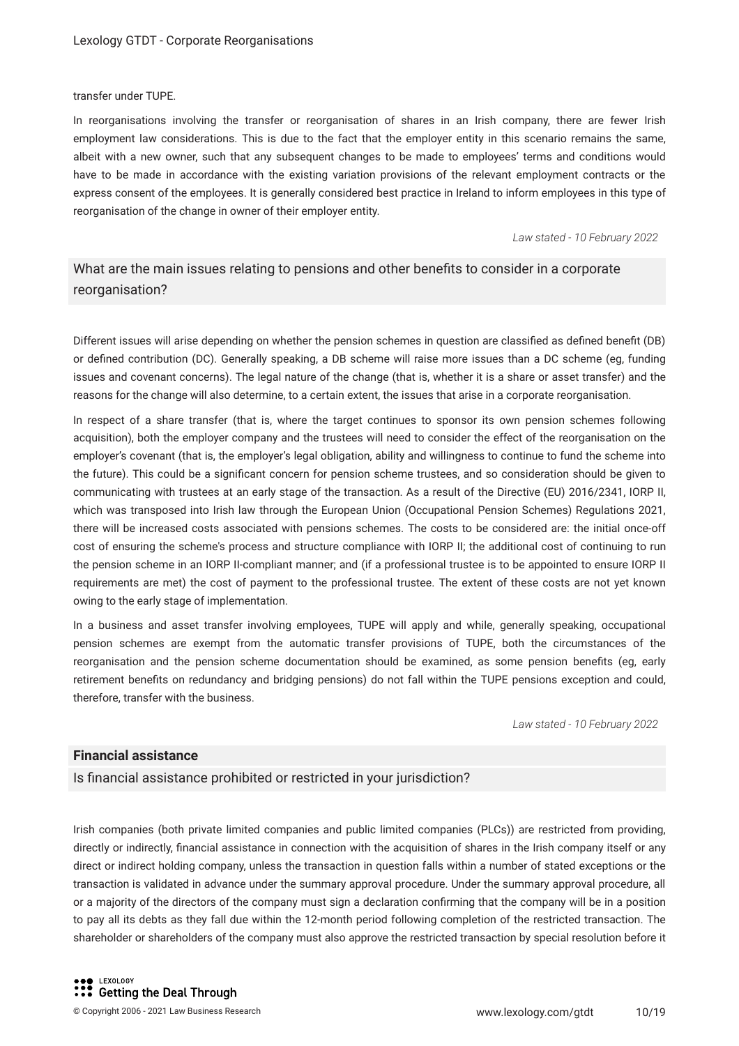transfer under TUPE.

In reorganisations involving the transfer or reorganisation of shares in an Irish company, there are fewer Irish employment law considerations. This is due to the fact that the employer entity in this scenario remains the same, albeit with a new owner, such that any subsequent changes to be made to employees' terms and conditions would have to be made in accordance with the existing variation provisions of the relevant employment contracts or the express consent of the employees. It is generally considered best practice in Ireland to inform employees in this type of reorganisation of the change in owner of their employer entity.

*Law stated - 10 February 2022*

### What are the main issues relating to pensions and other benefits to consider in a corporate reorganisation?

Different issues will arise depending on whether the pension schemes in question are classified as defined benefit (DB) or defined contribution (DC). Generally speaking, a DB scheme will raise more issues than a DC scheme (eg, funding issues and covenant concerns). The legal nature of the change (that is, whether it is a share or asset transfer) and the reasons for the change will also determine, to a certain extent, the issues that arise in a corporate reorganisation.

In respect of a share transfer (that is, where the target continues to sponsor its own pension schemes following acquisition), both the employer company and the trustees will need to consider the effect of the reorganisation on the employer's covenant (that is, the employer's legal obligation, ability and willingness to continue to fund the scheme into the future). This could be a significant concern for pension scheme trustees, and so consideration should be given to communicating with trustees at an early stage of the transaction. As a result of the Directive (EU) 2016/2341, IORP II, which was transposed into Irish law through the European Union (Occupational Pension Schemes) Regulations 2021, there will be increased costs associated with pensions schemes. The costs to be considered are: the initial once-off cost of ensuring the scheme's process and structure compliance with IORP II; the additional cost of continuing to run the pension scheme in an IORP II-compliant manner; and (if a professional trustee is to be appointed to ensure IORP II requirements are met) the cost of payment to the professional trustee. The extent of these costs are not yet known owing to the early stage of implementation.

In a business and asset transfer involving employees, TUPE will apply and while, generally speaking, occupational pension schemes are exempt from the automatic transfer provisions of TUPE, both the circumstances of the reorganisation and the pension scheme documentation should be examined, as some pension benefits (eg, early retirement benefits on redundancy and bridging pensions) do not fall within the TUPE pensions exception and could, therefore, transfer with the business.

*Law stated - 10 February 2022*

## Financial assistance

### Is financial assistance prohibited or restricted in your jurisdiction?

Irish companies (both private limited companies and public limited companies (PLCs)) are restricted from providing, directly or indirectly, financial assistance in connection with the acquisition of shares in the Irish company itself or any direct or indirect holding company, unless the transaction in question falls within a number of stated exceptions or the transaction is validated in advance under the summary approval procedure. Under the summary approval procedure, all or a majority of the directors of the company must sign a declaration confirming that the company will be in a position to pay all its debts as they fall due within the 12-month period following completion of the restricted transaction. The shareholder or shareholders of the company must also approve the restricted transaction by special resolution before it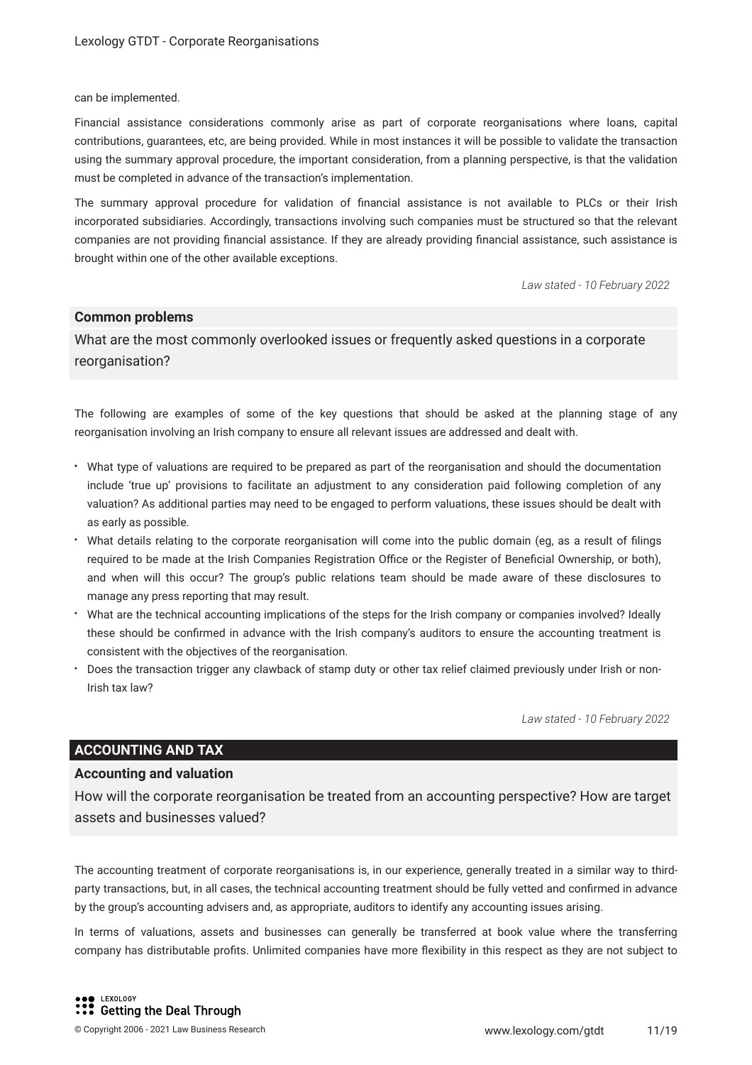can be implemented.

Financial assistance considerations commonly arise as part of corporate reorganisations where loans, capital contributions, guarantees, etc, are being provided. While in most instances it will be possible to validate the transaction using the summary approval procedure, the important consideration, from a planning perspective, is that the validation must be completed in advance of the transaction's implementation.

The summary approval procedure for validation of financial assistance is not available to PLCs or their Irish incorporated subsidiaries. Accordingly, transactions involving such companies must be structured so that the relevant companies are not providing financial assistance. If they are already providing financial assistance, such assistance is brought within one of the other available exceptions.

*Law stated - 10 February 2022*

### Common problems

What are the most commonly overlooked issues or frequently asked questions in a corporate reorganisation?

The following are examples of some of the key questions that should be asked at the planning stage of any reorganisation involving an Irish company to ensure all relevant issues are addressed and dealt with.

- What type of valuations are required to be prepared as part of the reorganisation and should the documentation include 'true up' provisions to facilitate an adjustment to any consideration paid following completion of any valuation? As additional parties may need to be engaged to perform valuations, these issues should be dealt with as early as possible.
- What details relating to the corporate reorganisation will come into the public domain (eg, as a result of filings required to be made at the Irish Companies Registration Office or the Register of Beneficial Ownership, or both), and when will this occur? The group's public relations team should be made aware of these disclosures to manage any press reporting that may result.
- What are the technical accounting implications of the steps for the Irish company or companies involved? Ideally these should be confirmed in advance with the Irish company's auditors to ensure the accounting treatment is consistent with the objectives of the reorganisation.
- Does the transaction trigger any clawback of stamp duty or other tax relief claimed previously under Irish or non-Irish tax law?

*Law stated - 10 February 2022*

## ACCOUNTING AND TAX

### Accounting and valuation

How will the corporate reorganisation be treated from an accounting perspective? How are target assets and businesses valued?

The accounting treatment of corporate reorganisations is, in our experience, generally treated in a similar way to third-party transactions, but, in all cases, the technical accounting treatment should be fully vetted and confirmed in advance by the group's accounting advisers and, as appropriate, auditors to identify any accounting issues arising.

In terms of valuations, assets and businesses can generally be transferred at book value where the transferring company has distributable profits. Unlimited companies have more flexibility in this respect as they are not subject to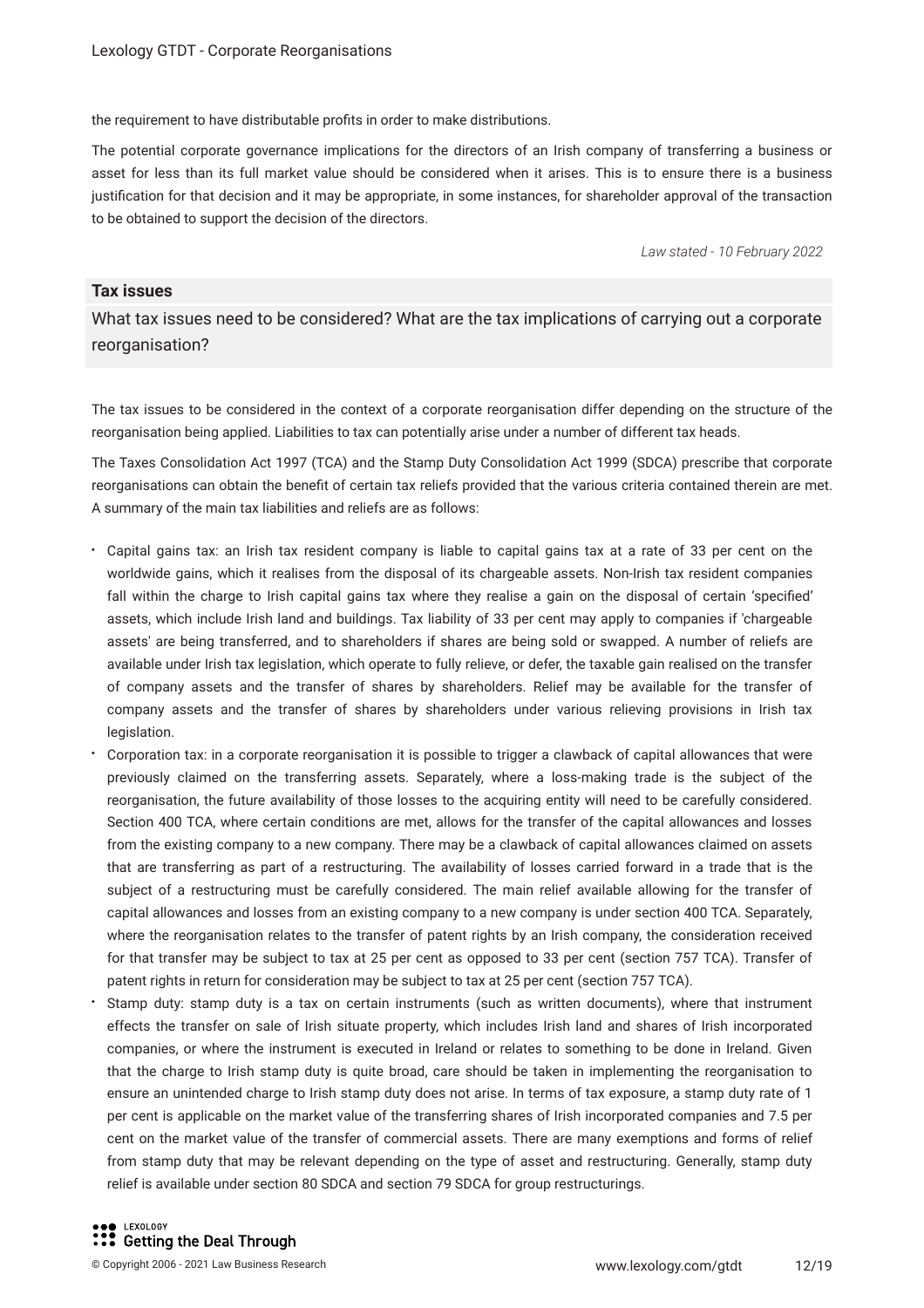the requirement to have distributable profits in order to make distributions.

The potential corporate governance implications for the directors of an Irish company of transferring a business or asset for less than its full market value should be considered when it arises. This is to ensure there is a business justification for that decision and it may be appropriate, in some instances, for shareholder approval of the transaction to be obtained to support the decision of the directors.

*Law stated - 10 February 2022*

**Tax issues**

What tax issues need to be considered? What are the tax implications of carrying out a corporate reorganisation?

The tax issues to be considered in the context of a corporate reorganisation differ depending on the structure of the reorganisation being applied. Liabilities to tax can potentially arise under a number of different tax heads.

The Taxes Consolidation Act 1997 (TCA) and the Stamp Duty Consolidation Act 1999 (SDCA) prescribe that corporate reorganisations can obtain the benefit of certain tax reliefs provided that the various criteria contained therein are met. A summary of the main tax liabilities and reliefs are as follows:

- Capital gains tax: an Irish tax resident company is liable to capital gains tax at a rate of 33 per cent on the worldwide gains, which it realises from the disposal of its chargeable assets. Non-Irish tax resident companies fall within the charge to Irish capital gains tax where they realise a gain on the disposal of certain 'specified' assets, which include Irish land and buildings. Tax liability of 33 per cent may apply to companies if 'chargeable assets' are being transferred, and to shareholders if shares are being sold or swapped. A number of reliefs are available under Irish tax legislation, which operate to fully relieve, or defer, the taxable gain realised on the transfer of company assets and the transfer of shares by shareholders. Relief may be available for the transfer of company assets and the transfer of shares by shareholders under various relieving provisions in Irish tax legislation.
- Corporation tax: in a corporate reorganisation it is possible to trigger a clawback of capital allowances that were previously claimed on the transferring assets. Separately, where a loss-making trade is the subject of the reorganisation, the future availability of those losses to the acquiring entity will need to be carefully considered. Section 400 TCA, where certain conditions are met, allows for the transfer of the capital allowances and losses from the existing company to a new company. There may be a clawback of capital allowances claimed on assets that are transferring as part of a restructuring. The availability of losses carried forward in a trade that is the subject of a restructuring must be carefully considered. The main relief available allowing for the transfer of capital allowances and losses from an existing company to a new company is under section 400 TCA. Separately, where the reorganisation relates to the transfer of patent rights by an Irish company, the consideration received for that transfer may be subject to tax at 25 per cent as opposed to 33 per cent (section 757 TCA). Transfer of patent rights in return for consideration may be subject to tax at 25 per cent (section 757 TCA).
- Stamp duty: stamp duty is a tax on certain instruments (such as written documents), where that instrument effects the transfer on sale of Irish situate property, which includes Irish land and shares of Irish incorporated companies, or where the instrument is executed in Ireland or relates to something to be done in Ireland. Given that the charge to Irish stamp duty is quite broad, care should be taken in implementing the reorganisation to ensure an unintended charge to Irish stamp duty does not arise. In terms of tax exposure, a stamp duty rate of 1 per cent is applicable on the market value of the transferring shares of Irish incorporated companies and 7.5 per cent on the market value of the transfer of commercial assets. There are many exemptions and forms of relief from stamp duty that may be relevant depending on the type of asset and restructuring. Generally, stamp duty relief is available under section 80 SDCA and section 79 SDCA for group restructurings.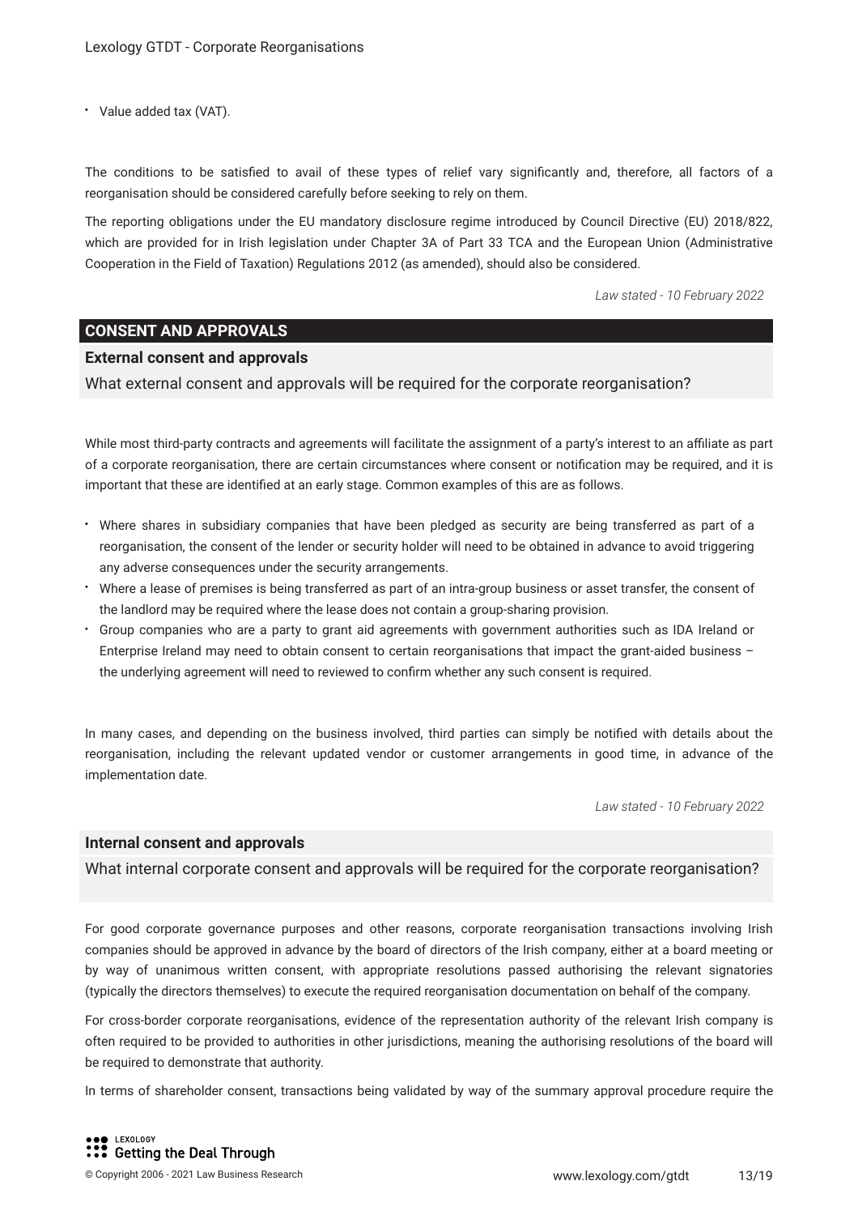- Value added tax (VAT).

The conditions to be satisfied to avail of these types of relief vary significantly and, therefore, all factors of a reorganisation should be considered carefully before seeking to rely on them.

The reporting obligations under the EU mandatory disclosure regime introduced by Council Directive (EU) 2018/822, which are provided for in Irish legislation under Chapter 3A of Part 33 TCA and the European Union (Administrative Cooperation in the Field of Taxation) Regulations 2012 (as amended), should also be considered.

*Law stated - 10 February 2022*

## CONSENT AND APPROVALS

### External consent and approvals

What external consent and approvals will be required for the corporate reorganisation?

While most third-party contracts and agreements will facilitate the assignment of a party's interest to an affiliate as part of a corporate reorganisation, there are certain circumstances where consent or notification may be required, and it is important that these are identified at an early stage. Common examples of this are as follows.

- Where shares in subsidiary companies that have been pledged as security are being transferred as part of a reorganisation, the consent of the lender or security holder will need to be obtained in advance to avoid triggering any adverse consequences under the security arrangements.
- Where a lease of premises is being transferred as part of an intra-group business or asset transfer, the consent of the landlord may be required where the lease does not contain a group-sharing provision.
- Group companies who are a party to grant aid agreements with government authorities such as IDA Ireland or Enterprise Ireland may need to obtain consent to certain reorganisations that impact the grant-aided business – the underlying agreement will need to reviewed to confirm whether any such consent is required.

In many cases, and depending on the business involved, third parties can simply be notified with details about the reorganisation, including the relevant updated vendor or customer arrangements in good time, in advance of the implementation date.

*Law stated - 10 February 2022*

### Internal consent and approvals

What internal corporate consent and approvals will be required for the corporate reorganisation?

For good corporate governance purposes and other reasons, corporate reorganisation transactions involving Irish companies should be approved in advance by the board of directors of the Irish company, either at a board meeting or by way of unanimous written consent, with appropriate resolutions passed authorising the relevant signatories (typically the directors themselves) to execute the required reorganisation documentation on behalf of the company.

For cross-border corporate reorganisations, evidence of the representation authority of the relevant Irish company is often required to be provided to authorities in other jurisdictions, meaning the authorising resolutions of the board will be required to demonstrate that authority.

In terms of shareholder consent, transactions being validated by way of the summary approval procedure require the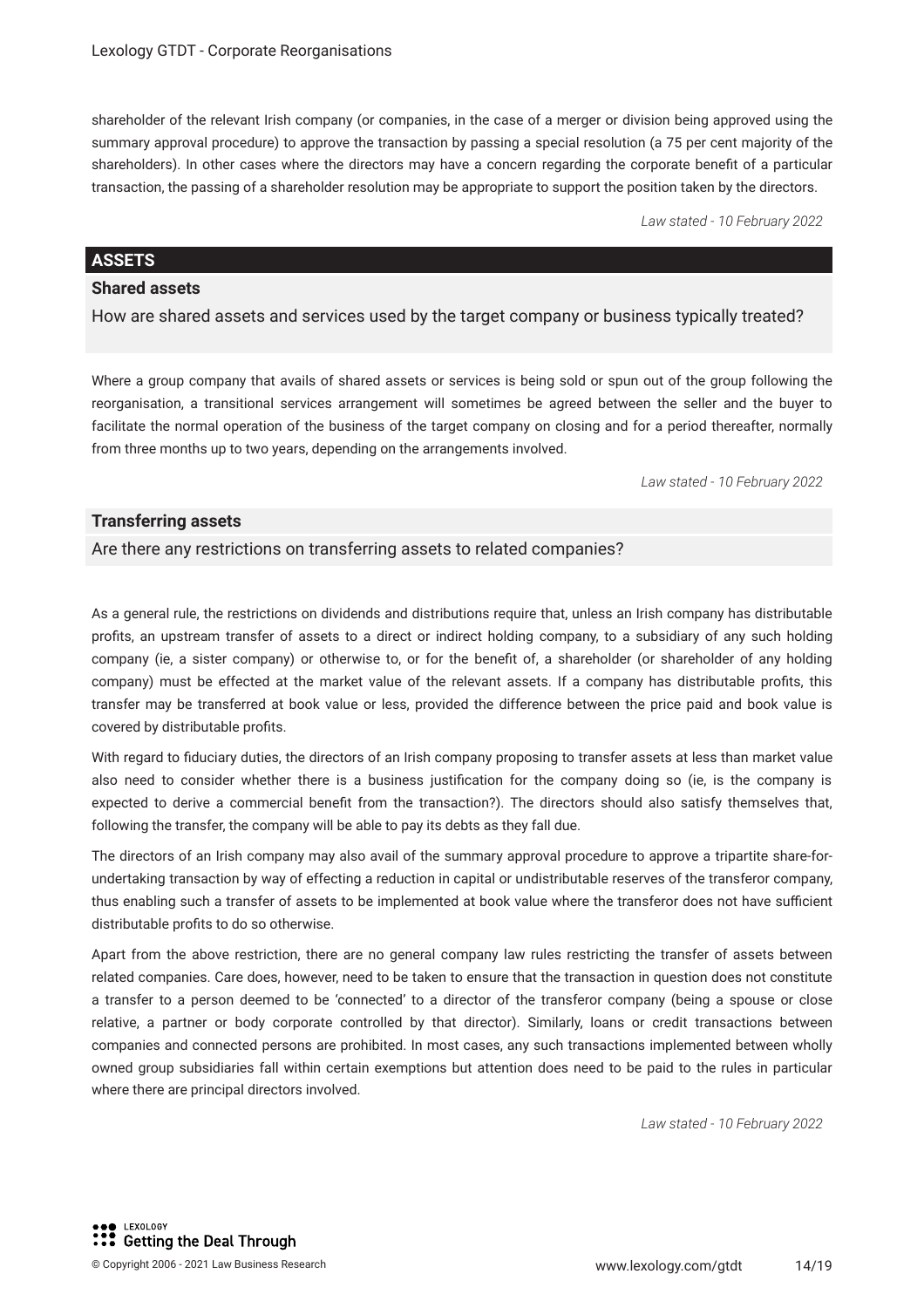shareholder of the relevant Irish company (or companies, in the case of a merger or division being approved using the summary approval procedure) to approve the transaction by passing a special resolution (a 75 per cent majority of the shareholders). In other cases where the directors may have a concern regarding the corporate benefit of a particular transaction, the passing of a shareholder resolution may be appropriate to support the position taken by the directors.

*Law stated - 10 February 2022*

## ASSETS

### Shared assets

How are shared assets and services used by the target company or business typically treated?

Where a group company that avails of shared assets or services is being sold or spun out of the group following the reorganisation, a transitional services arrangement will sometimes be agreed between the seller and the buyer to facilitate the normal operation of the business of the target company on closing and for a period thereafter, normally from three months up to two years, depending on the arrangements involved.

*Law stated - 10 February 2022*

### Transferring assets

Are there any restrictions on transferring assets to related companies?

As a general rule, the restrictions on dividends and distributions require that, unless an Irish company has distributable profits, an upstream transfer of assets to a direct or indirect holding company, to a subsidiary of any such holding company (ie, a sister company) or otherwise to, or for the benefit of, a shareholder (or shareholder of any holding company) must be effected at the market value of the relevant assets. If a company has distributable profits, this transfer may be transferred at book value or less, provided the difference between the price paid and book value is covered by distributable profits.

With regard to fiduciary duties, the directors of an Irish company proposing to transfer assets at less than market value also need to consider whether there is a business justification for the company doing so (ie, is the company is expected to derive a commercial benefit from the transaction?). The directors should also satisfy themselves that, following the transfer, the company will be able to pay its debts as they fall due.

The directors of an Irish company may also avail of the summary approval procedure to approve a tripartite share-for-undertaking transaction by way of effecting a reduction in capital or undistributable reserves of the transferor company, thus enabling such a transfer of assets to be implemented at book value where the transferor does not have sufficient distributable profits to do so otherwise.

Apart from the above restriction, there are no general company law rules restricting the transfer of assets between related companies. Care does, however, need to be taken to ensure that the transaction in question does not constitute a transfer to a person deemed to be 'connected' to a director of the transferor company (being a spouse or close relative, a partner or body corporate controlled by that director). Similarly, loans or credit transactions between companies and connected persons are prohibited. In most cases, any such transactions implemented between wholly owned group subsidiaries fall within certain exemptions but attention does need to be paid to the rules in particular where there are principal directors involved.

*Law stated - 10 February 2022*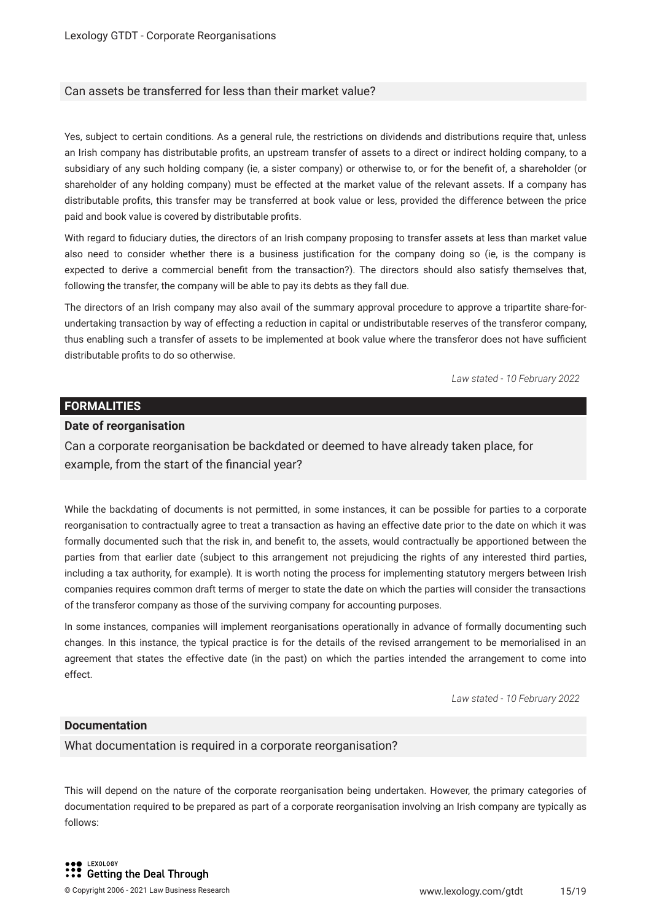### Can assets be transferred for less than their market value?

Yes, subject to certain conditions. As a general rule, the restrictions on dividends and distributions require that, unless an Irish company has distributable profits, an upstream transfer of assets to a direct or indirect holding company, to a subsidiary of any such holding company (ie, a sister company) or otherwise to, or for the benefit of, a shareholder (or shareholder of any holding company) must be effected at the market value of the relevant assets. If a company has distributable profits, this transfer may be transferred at book value or less, provided the difference between the price paid and book value is covered by distributable profits.

With regard to fiduciary duties, the directors of an Irish company proposing to transfer assets at less than market value also need to consider whether there is a business justification for the company doing so (ie, is the company is expected to derive a commercial benefit from the transaction?). The directors should also satisfy themselves that, following the transfer, the company will be able to pay its debts as they fall due.

The directors of an Irish company may also avail of the summary approval procedure to approve a tripartite share-for-undertaking transaction by way of effecting a reduction in capital or undistributable reserves of the transferor company, thus enabling such a transfer of assets to be implemented at book value where the transferor does not have sufficient distributable profits to do so otherwise.

*Law stated - 10 February 2022*

## FORMALITIES

### Date of reorganisation

Can a corporate reorganisation be backdated or deemed to have already taken place, for example, from the start of the financial year?

While the backdating of documents is not permitted, in some instances, it can be possible for parties to a corporate reorganisation to contractually agree to treat a transaction as having an effective date prior to the date on which it was formally documented such that the risk in, and benefit to, the assets, would contractually be apportioned between the parties from that earlier date (subject to this arrangement not prejudicing the rights of any interested third parties, including a tax authority, for example). It is worth noting the process for implementing statutory mergers between Irish companies requires common draft terms of merger to state the date on which the parties will consider the transactions of the transferor company as those of the surviving company for accounting purposes.

In some instances, companies will implement reorganisations operationally in advance of formally documenting such changes. In this instance, the typical practice is for the details of the revised arrangement to be memorialised in an agreement that states the effective date (in the past) on which the parties intended the arrangement to come into effect.

*Law stated - 10 February 2022*

### Documentation

What documentation is required in a corporate reorganisation?

This will depend on the nature of the corporate reorganisation being undertaken. However, the primary categories of documentation required to be prepared as part of a corporate reorganisation involving an Irish company are typically as follows: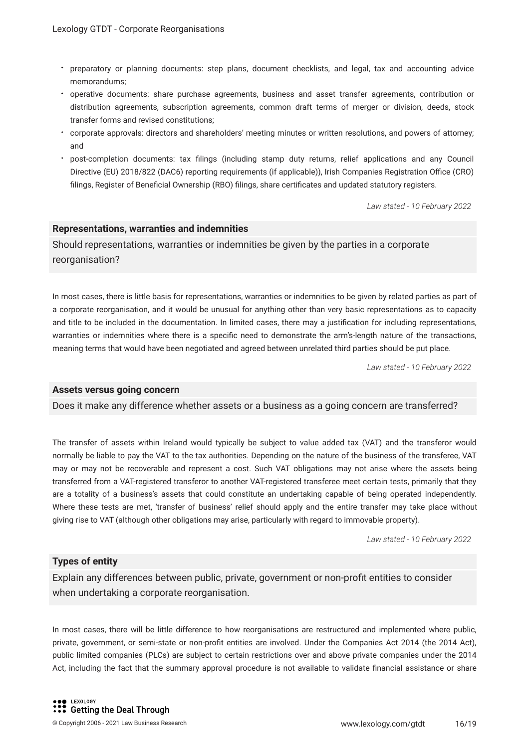- preparatory or planning documents: step plans, document checklists, and legal, tax and accounting advice memorandums;
- operative documents: share purchase agreements, business and asset transfer agreements, contribution or distribution agreements, subscription agreements, common draft terms of merger or division, deeds, stock transfer forms and revised constitutions;
- corporate approvals: directors and shareholders' meeting minutes or written resolutions, and powers of attorney; and
- post-completion documents: tax filings (including stamp duty returns, relief applications and any Council Directive (EU) 2018/822 (DAC6) reporting requirements (if applicable)), Irish Companies Registration Office (CRO) filings, Register of Beneficial Ownership (RBO) filings, share certificates and updated statutory registers.

*Law stated - 10 February 2022*

### Representations, warranties and indemnities

Should representations, warranties or indemnities be given by the parties in a corporate reorganisation?

In most cases, there is little basis for representations, warranties or indemnities to be given by related parties as part of a corporate reorganisation, and it would be unusual for anything other than very basic representations as to capacity and title to be included in the documentation. In limited cases, there may a justification for including representations, warranties or indemnities where there is a specific need to demonstrate the arm's-length nature of the transactions, meaning terms that would have been negotiated and agreed between unrelated third parties should be put place.

*Law stated - 10 February 2022*

### Assets versus going concern

Does it make any difference whether assets or a business as a going concern are transferred?

The transfer of assets within Ireland would typically be subject to value added tax (VAT) and the transferor would normally be liable to pay the VAT to the tax authorities. Depending on the nature of the business of the transferee, VAT may or may not be recoverable and represent a cost. Such VAT obligations may not arise where the assets being transferred from a VAT-registered transferor to another VAT-registered transferee meet certain tests, primarily that they are a totality of a business's assets that could constitute an undertaking capable of being operated independently. Where these tests are met, 'transfer of business' relief should apply and the entire transfer may take place without giving rise to VAT (although other obligations may arise, particularly with regard to immovable property).

*Law stated - 10 February 2022*

### Types of entity

Explain any differences between public, private, government or non-profit entities to consider when undertaking a corporate reorganisation.

In most cases, there will be little difference to how reorganisations are restructured and implemented where public, private, government, or semi-state or non-profit entities are involved. Under the Companies Act 2014 (the 2014 Act), public limited companies (PLCs) are subject to certain restrictions over and above private companies under the 2014 Act, including the fact that the summary approval procedure is not available to validate financial assistance or share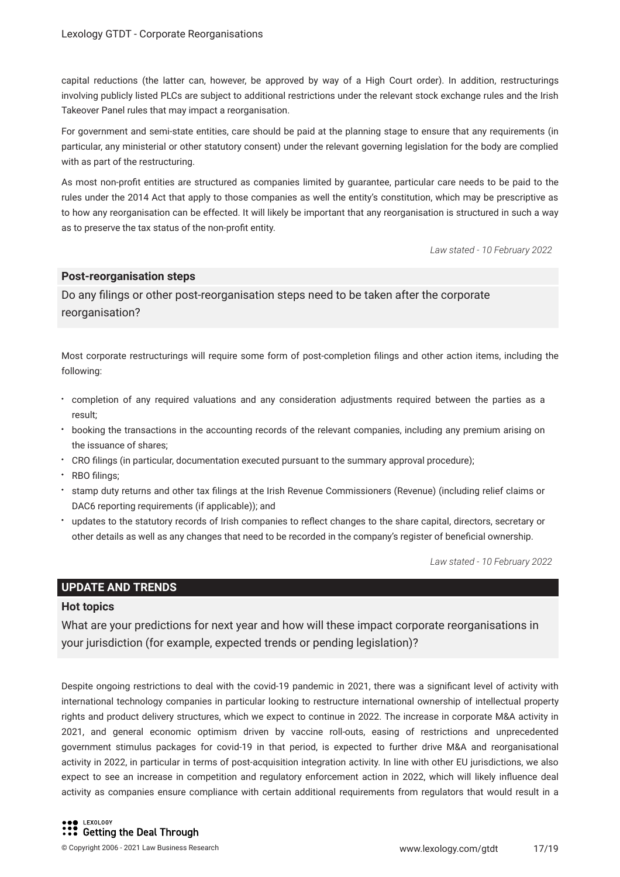capital reductions (the latter can, however, be approved by way of a High Court order). In addition, restructurings involving publicly listed PLCs are subject to additional restrictions under the relevant stock exchange rules and the Irish Takeover Panel rules that may impact a reorganisation.

For government and semi-state entities, care should be paid at the planning stage to ensure that any requirements (in particular, any ministerial or other statutory consent) under the relevant governing legislation for the body are complied with as part of the restructuring.

As most non-profit entities are structured as companies limited by guarantee, particular care needs to be paid to the rules under the 2014 Act that apply to those companies as well the entity's constitution, which may be prescriptive as to how any reorganisation can be effected. It will likely be important that any reorganisation is structured in such a way as to preserve the tax status of the non-profit entity.

*Law stated - 10 February 2022*

### Post-reorganisation steps

Do any filings or other post-reorganisation steps need to be taken after the corporate reorganisation?

Most corporate restructurings will require some form of post-completion filings and other action items, including the following:

- completion of any required valuations and any consideration adjustments required between the parties as a result;
- booking the transactions in the accounting records of the relevant companies, including any premium arising on the issuance of shares;
- CRO filings (in particular, documentation executed pursuant to the summary approval procedure);
- RBO filings;
- stamp duty returns and other tax filings at the Irish Revenue Commissioners (Revenue) (including relief claims or DAC6 reporting requirements (if applicable)); and
- updates to the statutory records of Irish companies to reflect changes to the share capital, directors, secretary or other details as well as any changes that need to be recorded in the company's register of beneficial ownership.

*Law stated - 10 February 2022*

## UPDATE AND TRENDS

### Hot topics

What are your predictions for next year and how will these impact corporate reorganisations in your jurisdiction (for example, expected trends or pending legislation)?

Despite ongoing restrictions to deal with the covid-19 pandemic in 2021, there was a significant level of activity with international technology companies in particular looking to restructure international ownership of intellectual property rights and product delivery structures, which we expect to continue in 2022. The increase in corporate M&A activity in 2021, and general economic optimism driven by vaccine roll-outs, easing of restrictions and unprecedented government stimulus packages for covid-19 in that period, is expected to further drive M&A and reorganisational activity in 2022, in particular in terms of post-acquisition integration activity. In line with other EU jurisdictions, we also expect to see an increase in competition and regulatory enforcement action in 2022, which will likely influence deal activity as companies ensure compliance with certain additional requirements from regulators that would result in a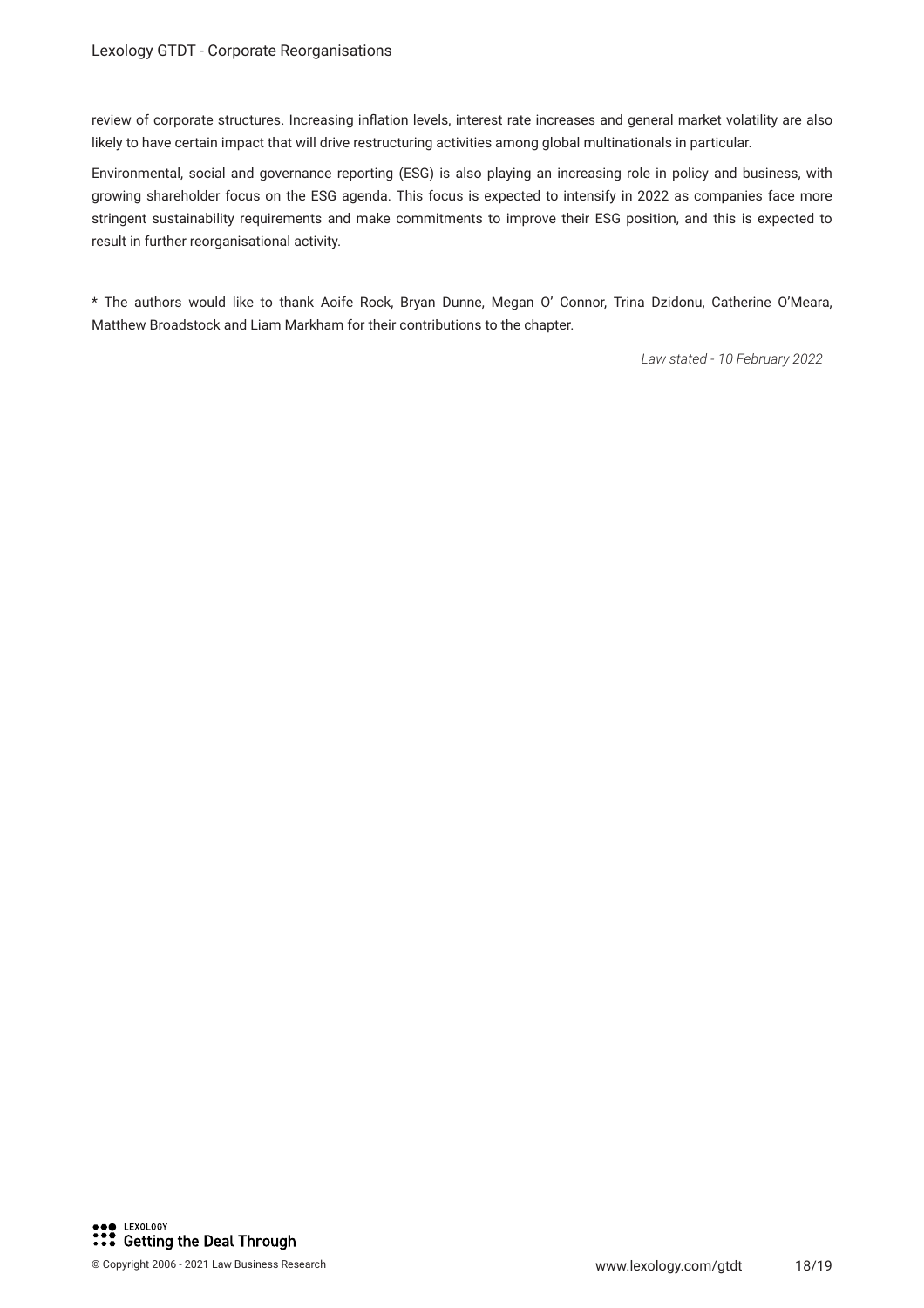review of corporate structures. Increasing inflation levels, interest rate increases and general market volatility are also likely to have certain impact that will drive restructuring activities among global multinationals in particular.

Environmental, social and governance reporting (ESG) is also playing an increasing role in policy and business, with growing shareholder focus on the ESG agenda. This focus is expected to intensify in 2022 as companies face more stringent sustainability requirements and make commitments to improve their ESG position, and this is expected to result in further reorganisational activity.

* The authors would like to thank Aoife Rock, Bryan Dunne, Megan O' Connor, Trina Dzidonu, Catherine O'Meara, Matthew Broadstock and Liam Markham for their contributions to the chapter.

*Law stated - 10 February 2022*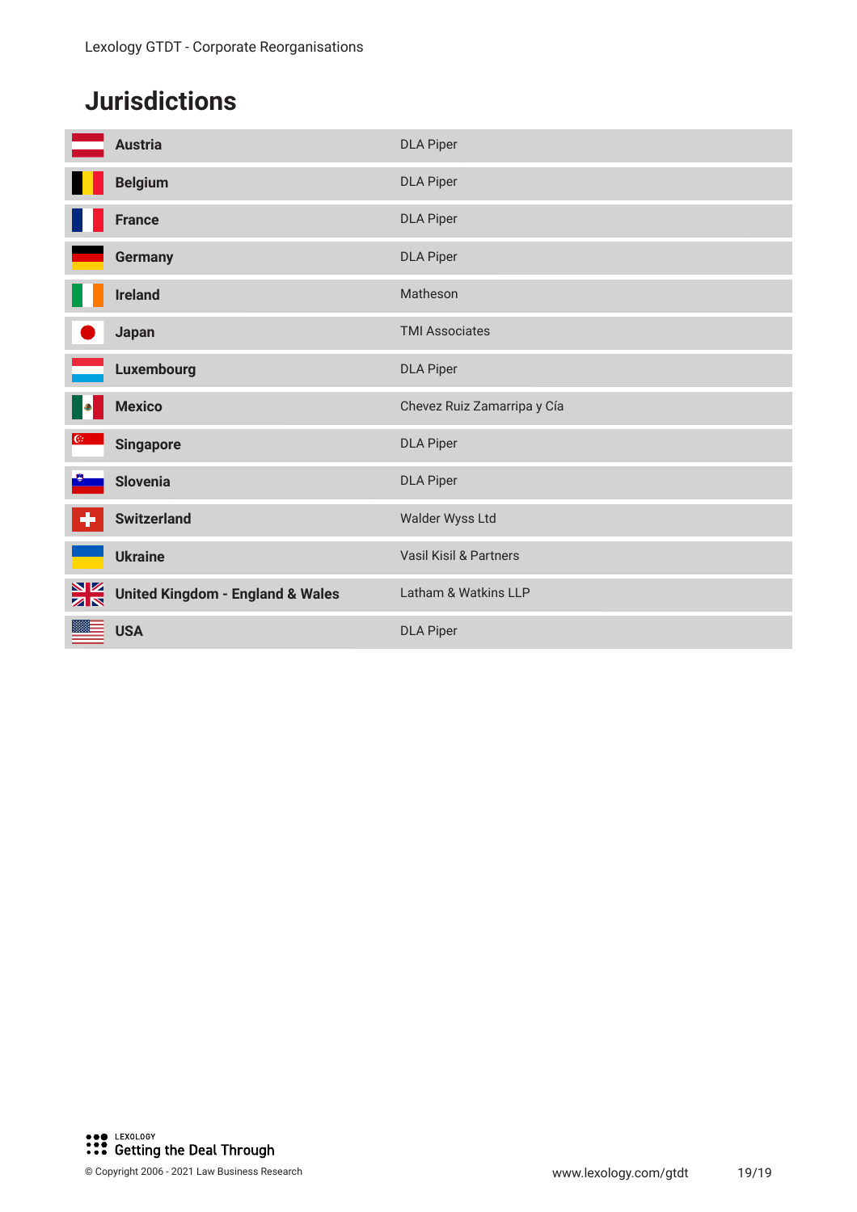# Jurisdictions

| | |
|---|---|
| **Austria** | DLA Piper |
| **Belgium** | DLA Piper |
| **France** | DLA Piper |
| **Germany** | DLA Piper |
| **Ireland** | Matheson |
| **Japan** | TMI Associates |
| **Luxembourg** | DLA Piper |
| **Mexico** | Chevez Ruiz Zamarripa y Cía |
| **Singapore** | DLA Piper |
| **Slovenia** | DLA Piper |
| **Switzerland** | Walder Wyss Ltd |
| **Ukraine** | Vasil Kisil & Partners |
| **United Kingdom - England & Wales** | Latham & Watkins LLP |
| **USA** | DLA Piper |